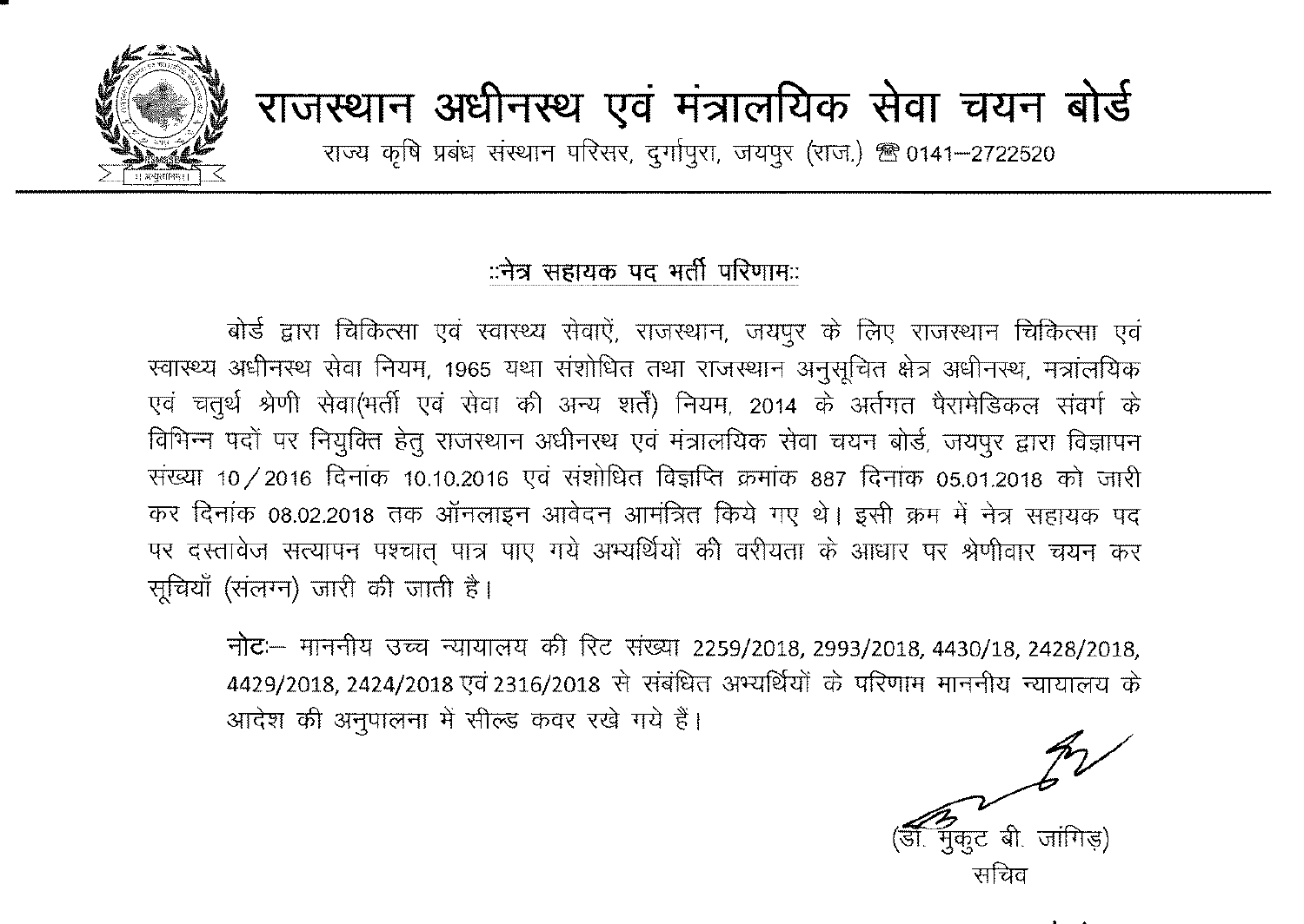# राजस्थान अधीनस्थ एवं मंत्रालयिक सेवा चयन बोर्ड

राज्य कृषि प्रबंध संस्थान परिसर, दुर्गापुरा, जयपुर (राज.) ☎ 0141–2722520

## ::नेत्र सहायक पद भर्ती परिणाम::

बोर्ड द्वारा चिकित्सा एवं स्वास्थ्य सेवाऐं, राजस्थान, जयपुर के लिए राजस्थान चिकित्सा एवं स्वास्थ्य अधीनस्थ सेवा नियम, 1965 यथा संशोधित तथा राजस्थान अनुसूचित क्षेत्र अधीनस्थ, मंत्रालयिक एवं चतुर्थ श्रेणी सेवा(भर्ती एवं सेवा की अन्य शर्तें) नियम, 2014 के अंर्तगत पैरामेडिकल संवर्ग के विभिन्न पदों पर नियुक्ति हेतु राजस्थान अधीनस्थ एवं मंत्रालयिक सेवा चयन बोर्ड, जयपुर द्वारा विज्ञापन संख्या 10/2016 दिनांक 10.10.2016 एवं संशोधित विज्ञप्ति क्रमांक 887 दिनांक 05.01.2018 को जारी कर दिनांक 08.02.2018 तक ऑनलाइन आवेदन आमंत्रित किये गए थे। इसी क्रम में नेत्र सहायक पद पर दस्तावेज सत्यापन पश्चात् पात्र पाए गये अभ्यर्थियों की वरीयता के आधार पर श्रेणीवार चयन कर सूचियाँ (संलग्न) जारी की जाती है।

**नोटः–** माननीय उच्च न्यायालय की रिट संख्या 2259/2018, 2993/2018, 4430/18, 2428/2018, 4429/2018, 2424/2018 एवं 2316/2018 से संबंधित अभ्यर्थियों के परिणाम माननीय न्यायालय के आदेश की अनुपालना में सील्ड कवर रखे गये हैं।

(डॉ. मुकुट बी. जांगिड़)
सचिव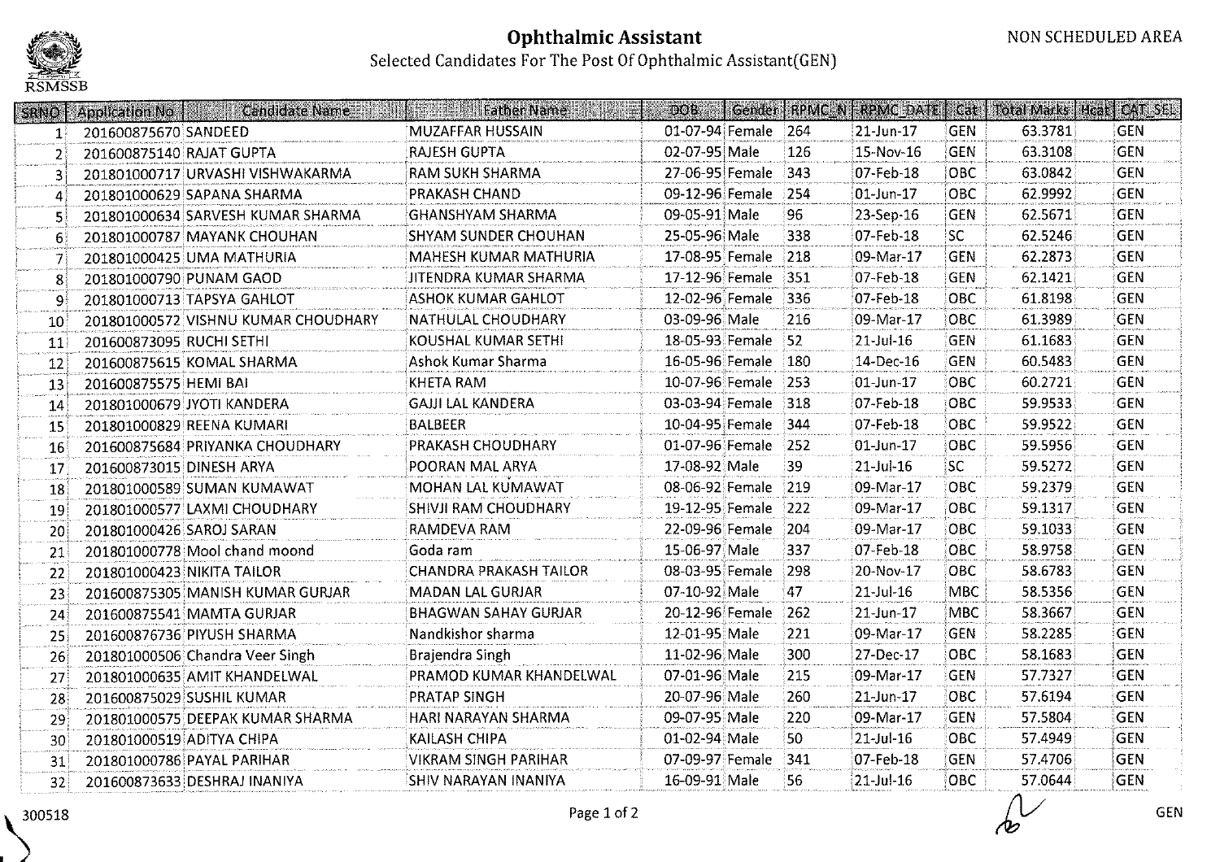# Ophthalmic Assistant

NON SCHEDULED AREA

RSMSSB

Selected Candidates For The Post Of Ophthalmic Assistant(GEN)

| SRNO | Application No | Candidate Name | Father Name | DOB | Gender | RPMC_N | RPMC_DATE | Cat | Total Marks | Hcat | CAT_SEL |
|---|---|---|---|---|---|---|---|---|---|---|---|
| 1 | 201600875670 | SANDEED | MUZAFFAR HUSSAIN | 01-07-94 | Female | 264 | 21-Jun-17 | GEN | 63.3781 | | GEN |
| 2 | 201600875140 | RAJAT GUPTA | RAJESH GUPTA | 02-07-95 | Male | 126 | 15-Nov-16 | GEN | 63.3108 | | GEN |
| 3 | 201801000717 | URVASHI VISHWAKARMA | RAM SUKH SHARMA | 27-06-95 | Female | 343 | 07-Feb-18 | OBC | 63.0842 | | GEN |
| 4 | 201801000629 | SAPANA SHARMA | PRAKASH CHAND | 09-12-96 | Female | 254 | 01-Jun-17 | OBC | 62.9992 | | GEN |
| 5 | 201801000634 | SARVESH KUMAR SHARMA | GHANSHYAM SHARMA | 09-05-91 | Male | 96 | 23-Sep-16 | GEN | 62.5671 | | GEN |
| 6 | 201801000787 | MAYANK CHOUHAN | SHYAM SUNDER CHOUHAN | 25-05-96 | Male | 338 | 07-Feb-18 | SC | 62.5246 | | GEN |
| 7 | 201801000425 | UMA MATHURIA | MAHESH KUMAR MATHURIA | 17-08-95 | Female | 218 | 09-Mar-17 | GEN | 62.2873 | | GEN |
| 8 | 201801000790 | PUNAM GAOD | JITENDRA KUMAR SHARMA | 17-12-96 | Female | 351 | 07-Feb-18 | GEN | 62.1421 | | GEN |
| 9 | 201801000713 | TAPSYA GAHLOT | ASHOK KUMAR GAHLOT | 12-02-96 | Female | 336 | 07-Feb-18 | OBC | 61.8198 | | GEN |
| 10 | 201801000572 | VISHNU KUMAR CHOUDHARY | NATHULAL CHOUDHARY | 03-09-96 | Male | 216 | 09-Mar-17 | OBC | 61.3989 | | GEN |
| 11 | 201600873095 | RUCHI SETHI | KOUSHAL KUMAR SETHI | 18-05-93 | Female | 52 | 21-Jul-16 | GEN | 61.1683 | | GEN |
| 12 | 201600875615 | KOMAL SHARMA | Ashok Kumar Sharma | 16-05-96 | Female | 180 | 14-Dec-16 | GEN | 60.5483 | | GEN |
| 13 | 201600875575 | HEMI BAI | KHETA RAM | 10-07-96 | Female | 253 | 01-Jun-17 | OBC | 60.2721 | | GEN |
| 14 | 201801000679 | JYOTI KANDERA | GAJJI LAL KANDERA | 03-03-94 | Female | 318 | 07-Feb-18 | OBC | 59.9533 | | GEN |
| 15 | 201801000829 | REENA KUMARI | BALBEER | 10-04-95 | Female | 344 | 07-Feb-18 | OBC | 59.9522 | | GEN |
| 16 | 201600875684 | PRIYANKA CHOUDHARY | PRAKASH CHOUDHARY | 01-07-96 | Female | 252 | 01-Jun-17 | OBC | 59.5956 | | GEN |
| 17 | 201600873015 | DINESH ARYA | POORAN MAL ARYA | 17-08-92 | Male | 39 | 21-Jul-16 | SC | 59.5272 | | GEN |
| 18 | 201801000589 | SUMAN KUMAWAT | MOHAN LAL KUMAWAT | 08-06-92 | Female | 219 | 09-Mar-17 | OBC | 59.2379 | | GEN |
| 19 | 201801000577 | LAXMI CHOUDHARY | SHIVJI RAM CHOUDHARY | 19-12-95 | Female | 222 | 09-Mar-17 | OBC | 59.1317 | | GEN |
| 20 | 201801000426 | SAROJ SARAN | RAMDEVA RAM | 22-09-96 | Female | 204 | 09-Mar-17 | OBC | 59.1033 | | GEN |
| 21 | 201801000778 | Mool chand moond | Goda ram | 15-06-97 | Male | 337 | 07-Feb-18 | OBC | 58.9758 | | GEN |
| 22 | 201801000423 | NIKITA TAILOR | CHANDRA PRAKASH TAILOR | 08-03-95 | Female | 298 | 20-Nov-17 | OBC | 58.6783 | | GEN |
| 23 | 201600875305 | MANISH KUMAR GURJAR | MADAN LAL GURJAR | 07-10-92 | Male | 47 | 21-Jul-16 | MBC | 58.5356 | | GEN |
| 24 | 201600875541 | MAMTA GURJAR | BHAGWAN SAHAY GURJAR | 20-12-96 | Female | 262 | 21-Jun-17 | MBC | 58.3667 | | GEN |
| 25 | 201600876736 | PIYUSH SHARMA | Nandkishor sharma | 12-01-95 | Male | 221 | 09-Mar-17 | GEN | 58.2285 | | GEN |
| 26 | 201801000506 | Chandra Veer Singh | Brajendra Singh | 11-02-96 | Male | 300 | 27-Dec-17 | OBC | 58.1683 | | GEN |
| 27 | 201801000635 | AMIT KHANDELWAL | PRAMOD KUMAR KHANDELWAL | 07-01-96 | Male | 215 | 09-Mar-17 | GEN | 57.7327 | | GEN |
| 28 | 201600875029 | SUSHIL KUMAR | PRATAP SINGH | 20-07-96 | Male | 260 | 21-Jun-17 | OBC | 57.6194 | | GEN |
| 29 | 201801000575 | DEEPAK KUMAR SHARMA | HARI NARAYAN SHARMA | 09-07-95 | Male | 220 | 09-Mar-17 | GEN | 57.5804 | | GEN |
| 30 | 201801000519 | ADITYA CHIPA | KAILASH CHIPA | 01-02-94 | Male | 50 | 21-Jul-16 | OBC | 57.4949 | | GEN |
| 31 | 201801000786 | PAYAL PARIHAR | VIKRAM SINGH PARIHAR | 07-09-97 | Female | 341 | 07-Feb-18 | GEN | 57.4706 | | GEN |
| 32 | 201600873633 | DESHRAJ INANIYA | SHIV NARAYAN INANIYA | 16-09-91 | Male | 56 | 21-Jul-16 | OBC | 57.0644 | | GEN |

300518

GEN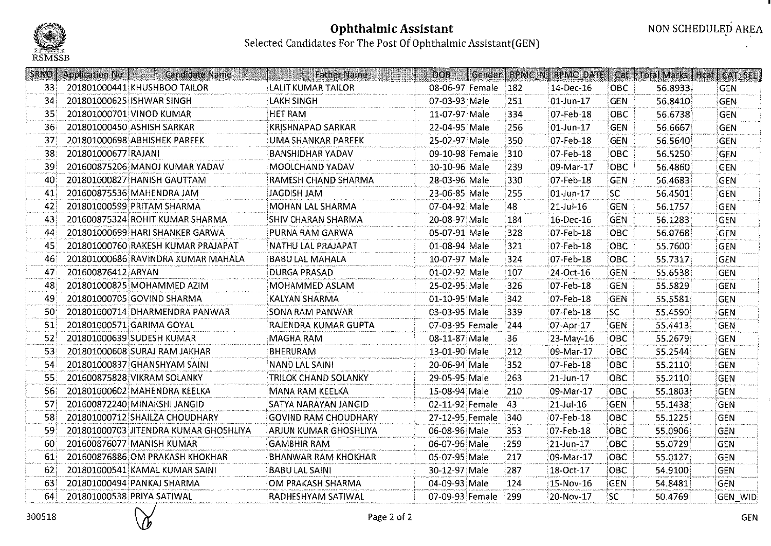# Ophthalmic Assistant

NON SCHEDULED AREA

Selected Candidates For The Post Of Ophthalmic Assistant(GEN)

| SRNO | Application No | Candidate Name | Father Name | DOB | Gender | RPMC_N | RPMC_DATE | Cat | Total Marks | Hcat | CAT_SEL |
|---|---|---|---|---|---|---|---|---|---|---|---|
| 33 | 201801000441 | KHUSHBOO TAILOR | LALIT KUMAR TAILOR | 08-06-97 | Female | 182 | 14-Dec-16 | OBC | 56.8933 | | GEN |
| 34 | 201801000625 | ISHWAR SINGH | LAKH SINGH | 07-03-93 | Male | 251 | 01-Jun-17 | GEN | 56.8410 | | GEN |
| 35 | 201801000701 | VINOD KUMAR | HET RAM | 11-07-97 | Male | 334 | 07-Feb-18 | OBC | 56.6738 | | GEN |
| 36 | 201801000450 | ASHISH SARKAR | KRISHNAPAD SARKAR | 22-04-95 | Male | 256 | 01-Jun-17 | GEN | 56.6667 | | GEN |
| 37 | 201801000698 | ABHISHEK PAREEK | UMA SHANKAR PAREEK | 25-02-97 | Male | 350 | 07-Feb-18 | GEN | 56.5640 | | GEN |
| 38 | 201801000677 | RAJANI | BANSHIDHAR YADAV | 09-10-98 | Female | 310 | 07-Feb-18 | OBC | 56.5250 | | GEN |
| 39 | 201600875206 | MANOJ KUMAR YADAV | MOOLCHAND YADAV | 10-10-96 | Male | 239 | 09-Mar-17 | OBC | 56.4860 | | GEN |
| 40 | 201801000827 | HANISH GAUTTAM | RAMESH CHAND SHARMA | 28-03-96 | Male | 330 | 07-Feb-18 | GEN | 56.4683 | | GEN |
| 41 | 201600875536 | MAHENDRA JAM | JAGDISH JAM | 23-06-85 | Male | 255 | 01-Jun-17 | SC | 56.4501 | | GEN |
| 42 | 201801000599 | PRITAM SHARMA | MOHAN LAL SHARMA | 07-04-92 | Male | 48 | 21-Jul-16 | GEN | 56.1757 | | GEN |
| 43 | 201600875324 | ROHIT KUMAR SHARMA | SHIV CHARAN SHARMA | 20-08-97 | Male | 184 | 16-Dec-16 | GEN | 56.1283 | | GEN |
| 44 | 201801000699 | HARI SHANKER GARWA | PURNA RAM GARWA | 05-07-91 | Male | 328 | 07-Feb-18 | OBC | 56.0768 | | GEN |
| 45 | 201801000760 | RAKESH KUMAR PRAJAPAT | NATHU LAL PRAJAPAT | 01-08-94 | Male | 321 | 07-Feb-18 | OBC | 55.7600 | | GEN |
| 46 | 201801000686 | RAVINDRA KUMAR MAHALA | BABU LAL MAHALA | 10-07-97 | Male | 324 | 07-Feb-18 | OBC | 55.7317 | | GEN |
| 47 | 201600876412 | ARYAN | DURGA PRASAD | 01-02-92 | Male | 107 | 24-Oct-16 | GEN | 55.6538 | | GEN |
| 48 | 201801000825 | MOHAMMED AZIM | MOHAMMED ASLAM | 25-02-95 | Male | 326 | 07-Feb-18 | GEN | 55.5829 | | GEN |
| 49 | 201801000705 | GOVIND SHARMA | KALYAN SHARMA | 01-10-95 | Male | 342 | 07-Feb-18 | GEN | 55.5581 | | GEN |
| 50 | 201801000714 | DHARMENDRA PANWAR | SONA RAM PANWAR | 03-03-95 | Male | 339 | 07-Feb-18 | SC | 55.4590 | | GEN |
| 51 | 201801000571 | GARIMA GOYAL | RAJENDRA KUMAR GUPTA | 07-03-95 | Female | 244 | 07-Apr-17 | GEN | 55.4413 | | GEN |
| 52 | 201801000639 | SUDESH KUMAR | MAGHA RAM | 08-11-87 | Male | 36 | 23-May-16 | OBC | 55.2679 | | GEN |
| 53 | 201801000608 | SURAJ RAM JAKHAR | BHERURAM | 13-01-90 | Male | 212 | 09-Mar-17 | OBC | 55.2544 | | GEN |
| 54 | 201801000837 | GHANSHYAM SAINI | NAND LAL SAINI | 20-06-94 | Male | 352 | 07-Feb-18 | OBC | 55.2110 | | GEN |
| 55 | 201600875828 | VIKRAM SOLANKY | TRILOK CHAND SOLANKY | 29-05-95 | Male | 263 | 21-Jun-17 | OBC | 55.2110 | | GEN |
| 56 | 201801000602 | MAHENDRA KEELKA | MANA RAM KEELKA | 15-08-94 | Male | 210 | 09-Mar-17 | OBC | 55.1803 | | GEN |
| 57 | 201600872240 | MINAKSHI JANGID | SATYA NARAYAN JANGID | 02-11-92 | Female | 43 | 21-Jul-16 | GEN | 55.1438 | | GEN |
| 58 | 201801000712 | SHAILZA CHOUDHARY | GOVIND RAM CHOUDHARY | 27-12-95 | Female | 340 | 07-Feb-18 | OBC | 55.1225 | | GEN |
| 59 | 201801000703 | JITENDRA KUMAR GHOSHLIYA | ARJUN KUMAR GHOSHLIYA | 06-08-96 | Male | 353 | 07-Feb-18 | OBC | 55.0906 | | GEN |
| 60 | 201600876077 | MANISH KUMAR | GAMBHIR RAM | 06-07-96 | Male | 259 | 21-Jun-17 | OBC | 55.0729 | | GEN |
| 61 | 201600876886 | OM PRAKASH KHOKHAR | BHANWAR RAM KHOKHAR | 05-07-95 | Male | 217 | 09-Mar-17 | OBC | 55.0127 | | GEN |
| 62 | 201801000541 | KAMAL KUMAR SAINI | BABU LAL SAINI | 30-12-97 | Male | 287 | 18-Oct-17 | OBC | 54.9100 | | GEN |
| 63 | 201801000494 | PANKAJ SHARMA | OM PRAKASH SHARMA | 04-09-93 | Male | 124 | 15-Nov-16 | GEN | 54.8481 | | GEN |
| 64 | 201801000538 | PRIYA SATIWAL | RADHESHYAM SATIWAL | 07-09-93 | Female | 299 | 20-Nov-17 | SC | 50.4769 | | GEN_WID |

300518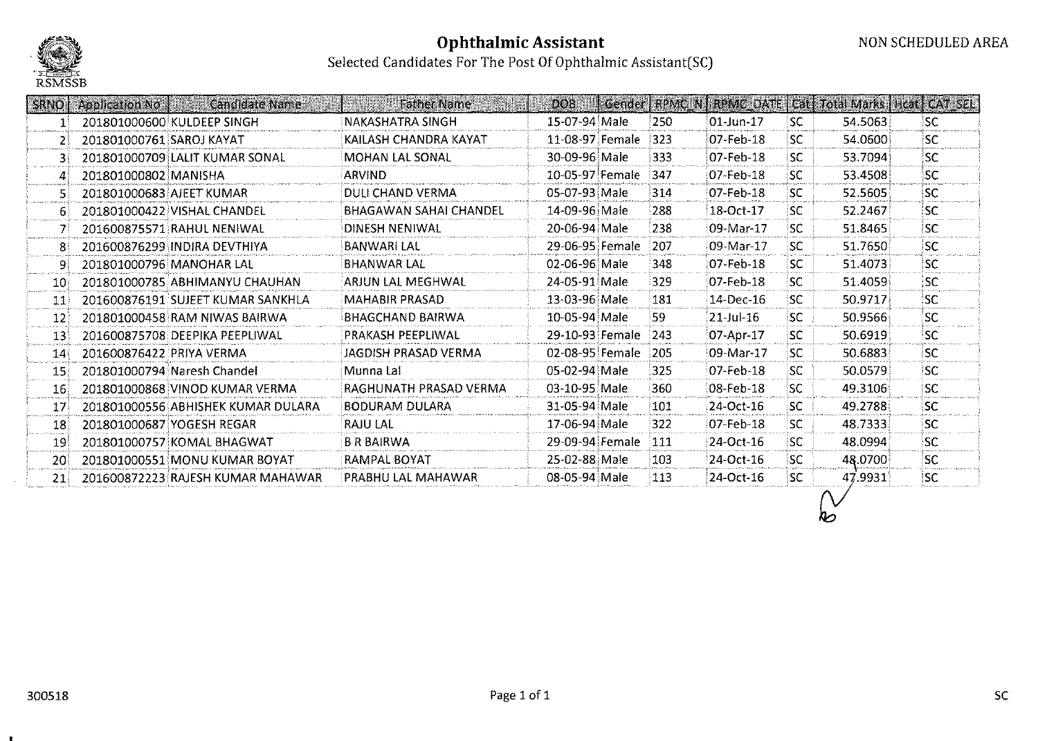# Ophthalmic Assistant

NON SCHEDULED AREA

Selected Candidates For The Post Of Ophthalmic Assistant(SC)

RSMSSB

| SRNO | Application No | Candidate Name | Father Name | DOB | Gender | RPMC_N | RPMC_DATE | Cat | Total Marks | Hcat | CAT_SEL |
|---|---|---|---|---|---|---|---|---|---|---|---|
| 1 | 201801000600 | KULDEEP SINGH | NAKASHATRA SINGH | 15-07-94 | Male | 250 | 01-Jun-17 | SC | 54.5063 | | SC |
| 2 | 201801000761 | SAROJ KAYAT | KAILASH CHANDRA KAYAT | 11-08-97 | Female | 323 | 07-Feb-18 | SC | 54.0600 | | SC |
| 3 | 201801000709 | LALIT KUMAR SONAL | MOHAN LAL SONAL | 30-09-96 | Male | 333 | 07-Feb-18 | SC | 53.7094 | | SC |
| 4 | 201801000802 | MANISHA | ARVIND | 10-05-97 | Female | 347 | 07-Feb-18 | SC | 53.4508 | | SC |
| 5 | 201801000683 | AJEET KUMAR | DULI CHAND VERMA | 05-07-93 | Male | 314 | 07-Feb-18 | SC | 52.5605 | | SC |
| 6 | 201801000422 | VISHAL CHANDEL | BHAGAWAN SAHAI CHANDEL | 14-09-96 | Male | 288 | 18-Oct-17 | SC | 52.2467 | | SC |
| 7 | 201600875571 | RAHUL NENIWAL | DINESH NENIWAL | 20-06-94 | Male | 238 | 09-Mar-17 | SC | 51.8465 | | SC |
| 8 | 201600876299 | INDIRA DEVTHIYA | BANWARI LAL | 29-06-95 | Female | 207 | 09-Mar-17 | SC | 51.7650 | | SC |
| 9 | 201801000796 | MANOHAR LAL | BHANWAR LAL | 02-06-96 | Male | 348 | 07-Feb-18 | SC | 51.4073 | | SC |
| 10 | 201801000785 | ABHIMANYU CHAUHAN | ARJUN LAL MEGHWAL | 24-05-91 | Male | 329 | 07-Feb-18 | SC | 51.4059 | | SC |
| 11 | 201600876191 | SUJEET KUMAR SANKHLA | MAHABIR PRASAD | 13-03-96 | Male | 181 | 14-Dec-16 | SC | 50.9717 | | SC |
| 12 | 201801000458 | RAM NIWAS BAIRWA | BHAGCHAND BAIRWA | 10-05-94 | Male | 59 | 21-Jul-16 | SC | 50.9566 | | SC |
| 13 | 201600875708 | DEEPIKA PEEPLIWAL | PRAKASH PEEPLIWAL | 29-10-93 | Female | 243 | 07-Apr-17 | SC | 50.6919 | | SC |
| 14 | 201600876422 | PRIYA VERMA | JAGDISH PRASAD VERMA | 02-08-95 | Female | 205 | 09-Mar-17 | SC | 50.6883 | | SC |
| 15 | 201801000794 | Naresh Chandel | Munna Lal | 05-02-94 | Male | 325 | 07-Feb-18 | SC | 50.0579 | | SC |
| 16 | 201801000868 | VINOD KUMAR VERMA | RAGHUNATH PRASAD VERMA | 03-10-95 | Male | 360 | 08-Feb-18 | SC | 49.3106 | | SC |
| 17 | 201801000556 | ABHISHEK KUMAR DULARA | BODURAM DULARA | 31-05-94 | Male | 101 | 24-Oct-16 | SC | 49.2788 | | SC |
| 18 | 201801000687 | YOGESH REGAR | RAJU LAL | 17-06-94 | Male | 322 | 07-Feb-18 | SC | 48.7333 | | SC |
| 19 | 201801000757 | KOMAL BHAGWAT | B R BAIRWA | 29-09-94 | Female | 111 | 24-Oct-16 | SC | 48.0994 | | SC |
| 20 | 201801000551 | MONU KUMAR BOYAT | RAMPAL BOYAT | 25-02-88 | Male | 103 | 24-Oct-16 | SC | 48.0700 | | SC |
| 21 | 201600872223 | RAJESH KUMAR MAHAWAR | PRABHU LAL MAHAWAR | 08-05-94 | Male | 113 | 24-Oct-16 | SC | 47.9931 | | SC |

300518

SC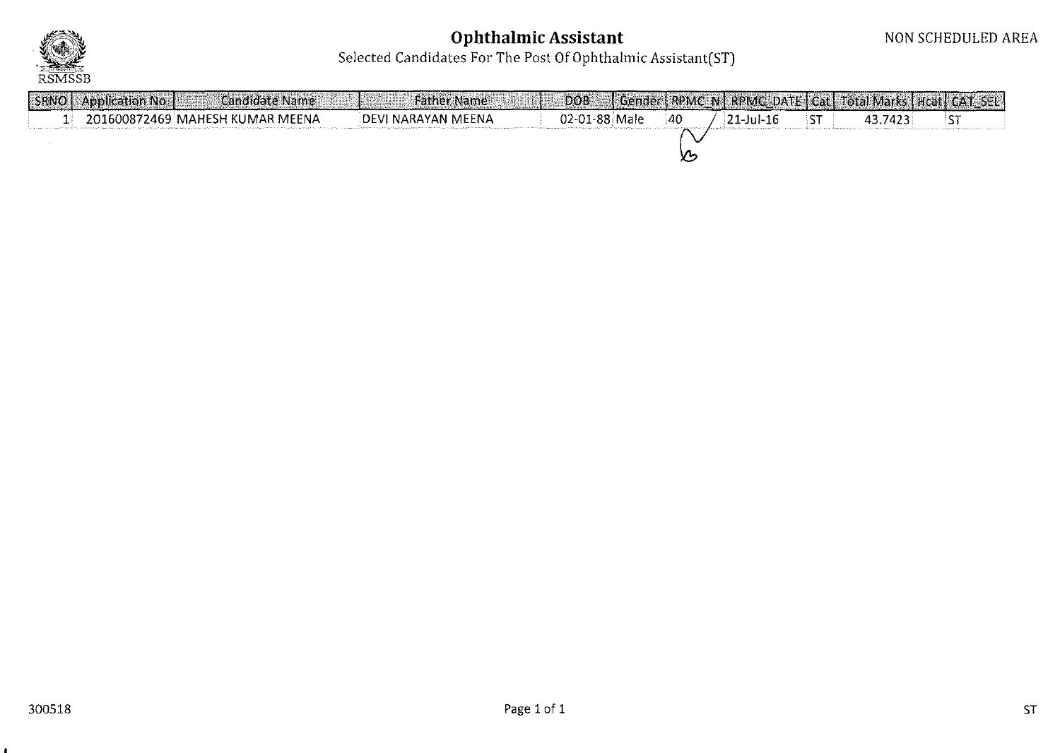# Ophthalmic Assistant

NON SCHEDULED AREA

Selected Candidates For The Post Of Ophthalmic Assistant(ST)

| SRNO | Application No | Candidate Name | Father Name | DOB | Gender | RPMC_N | RPMC_DATE | Cat | Total Marks | #cat | CAT_SEL |
|---|---|---|---|---|---|---|---|---|---|---|---|
| 1 | 201600872469 | MAHESH KUMAR MEENA | DEVI NARAYAN MEENA | 02-01-88 | Male | 40 | 21-Jul-16 | ST | 43.7423 | | ST |

300518

ST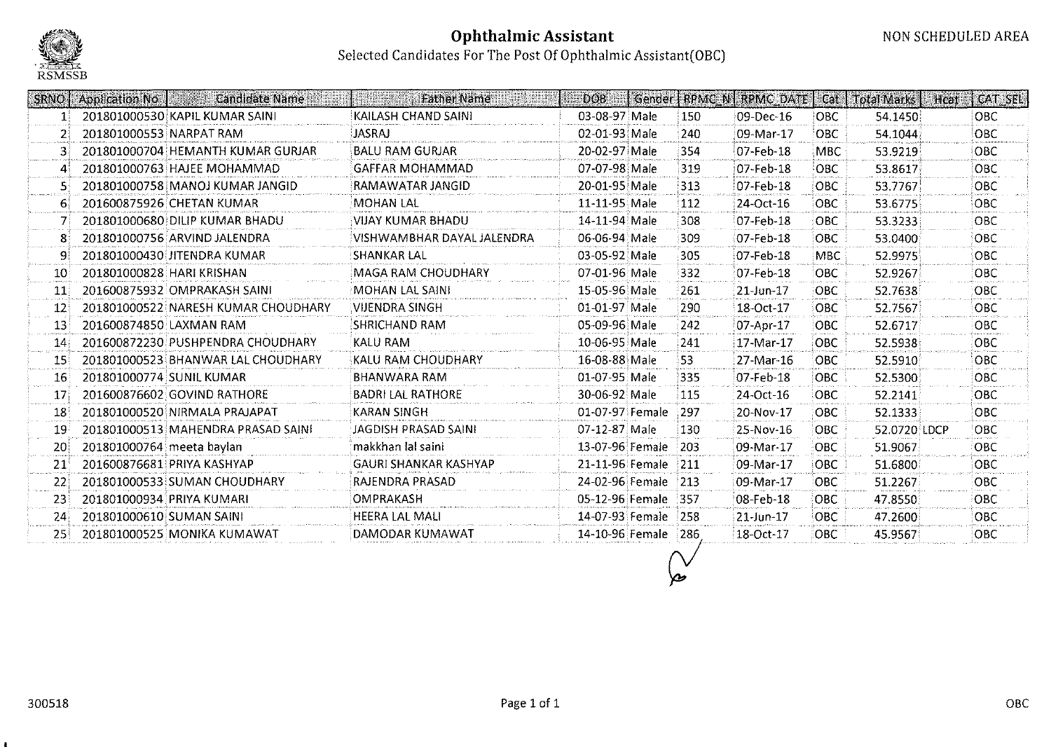# Ophthalmic Assistant

NON SCHEDULED AREA

## Selected Candidates For The Post Of Ophthalmic Assistant(OBC)

| SRNO | Application No | Candidate Name | Father Name | DOB | Gender | RPMC_N | RPMC_DATE | Cat | Total Marks | Hcat | CAT_SEL |
|---|---|---|---|---|---|---|---|---|---|---|---|
| 1 | 201801000530 | KAPIL KUMAR SAINI | KAILASH CHAND SAINI | 03-08-97 | Male | 150 | 09-Dec-16 | OBC | 54.1450 | | OBC |
| 2 | 201801000553 | NARPAT RAM | JASRAJ | 02-01-93 | Male | 240 | 09-Mar-17 | OBC | 54.1044 | | OBC |
| 3 | 201801000704 | HEMANTH KUMAR GURJAR | BALU RAM GURJAR | 20-02-97 | Male | 354 | 07-Feb-18 | MBC | 53.9219 | | OBC |
| 4 | 201801000763 | HAJEE MOHAMMAD | GAFFAR MOHAMMAD | 07-07-98 | Male | 319 | 07-Feb-18 | OBC | 53.8617 | | OBC |
| 5 | 201801000758 | MANOJ KUMAR JANGID | RAMAWATAR JANGID | 20-01-95 | Male | 313 | 07-Feb-18 | OBC | 53.7767 | | OBC |
| 6 | 201600875926 | CHETAN KUMAR | MOHAN LAL | 11-11-95 | Male | 112 | 24-Oct-16 | OBC | 53.6775 | | OBC |
| 7 | 201801000680 | DILIP KUMAR BHADU | VIJAY KUMAR BHADU | 14-11-94 | Male | 308 | 07-Feb-18 | OBC | 53.3233 | | OBC |
| 8 | 201801000756 | ARVIND JALENDRA | VISHWAMBHAR DAYAL JALENDRA | 06-06-94 | Male | 309 | 07-Feb-18 | OBC | 53.0400 | | OBC |
| 9 | 201801000430 | JITENDRA KUMAR | SHANKAR LAL | 03-05-92 | Male | 305 | 07-Feb-18 | MBC | 52.9975 | | OBC |
| 10 | 201801000828 | HARI KRISHAN | MAGA RAM CHOUDHARY | 07-01-96 | Male | 332 | 07-Feb-18 | OBC | 52.9267 | | OBC |
| 11 | 201600875932 | OMPRAKASH SAINI | MOHAN LAL SAINI | 15-05-96 | Male | 261 | 21-Jun-17 | OBC | 52.7638 | | OBC |
| 12 | 201801000522 | NARESH KUMAR CHOUDHARY | VIJENDRA SINGH | 01-01-97 | Male | 290 | 18-Oct-17 | OBC | 52.7567 | | OBC |
| 13 | 201600874850 | LAXMAN RAM | SHRICHAND RAM | 05-09-96 | Male | 242 | 07-Apr-17 | OBC | 52.6717 | | OBC |
| 14 | 201600872230 | PUSHPENDRA CHOUDHARY | KALU RAM | 10-06-95 | Male | 241 | 17-Mar-17 | OBC | 52.5938 | | OBC |
| 15 | 201801000523 | BHANWAR LAL CHOUDHARY | KALU RAM CHOUDHARY | 16-08-88 | Male | 53 | 27-Mar-16 | OBC | 52.5910 | | OBC |
| 16 | 201801000774 | SUNIL KUMAR | BHANWARA RAM | 01-07-95 | Male | 335 | 07-Feb-18 | OBC | 52.5300 | | OBC |
| 17 | 201600876602 | GOVIND RATHORE | BADRI LAL RATHORE | 30-06-92 | Male | 115 | 24-Oct-16 | OBC | 52.2141 | | OBC |
| 18 | 201801000520 | NIRMALA PRAJAPAT | KARAN SINGH | 01-07-97 | Female | 297 | 20-Nov-17 | OBC | 52.1333 | | OBC |
| 19 | 201801000513 | MAHENDRA PRASAD SAINI | JAGDISH PRASAD SAINI | 07-12-87 | Male | 130 | 25-Nov-16 | OBC | 52.0720 | LDCP | OBC |
| 20 | 201801000764 | meeta baylan | makkhan lal saini | 13-07-96 | Female | 203 | 09-Mar-17 | OBC | 51.9067 | | OBC |
| 21 | 201600876681 | PRIYA KASHYAP | GAURI SHANKAR KASHYAP | 21-11-96 | Female | 211 | 09-Mar-17 | OBC | 51.6800 | | OBC |
| 22 | 201801000533 | SUMAN CHOUDHARY | RAJENDRA PRASAD | 24-02-96 | Female | 213 | 09-Mar-17 | OBC | 51.2267 | | OBC |
| 23 | 201801000934 | PRIYA KUMARI | OMPRAKASH | 05-12-96 | Female | 357 | 08-Feb-18 | OBC | 47.8550 | | OBC |
| 24 | 201801000610 | SUMAN SAINI | HEERA LAL MALI | 14-07-93 | Female | 258 | 21-Jun-17 | OBC | 47.2600 | | OBC |
| 25 | 201801000525 | MONIKA KUMAWAT | DAMODAR KUMAWAT | 14-10-96 | Female | 286 | 18-Oct-17 | OBC | 45.9567 | | OBC |

300518

OBC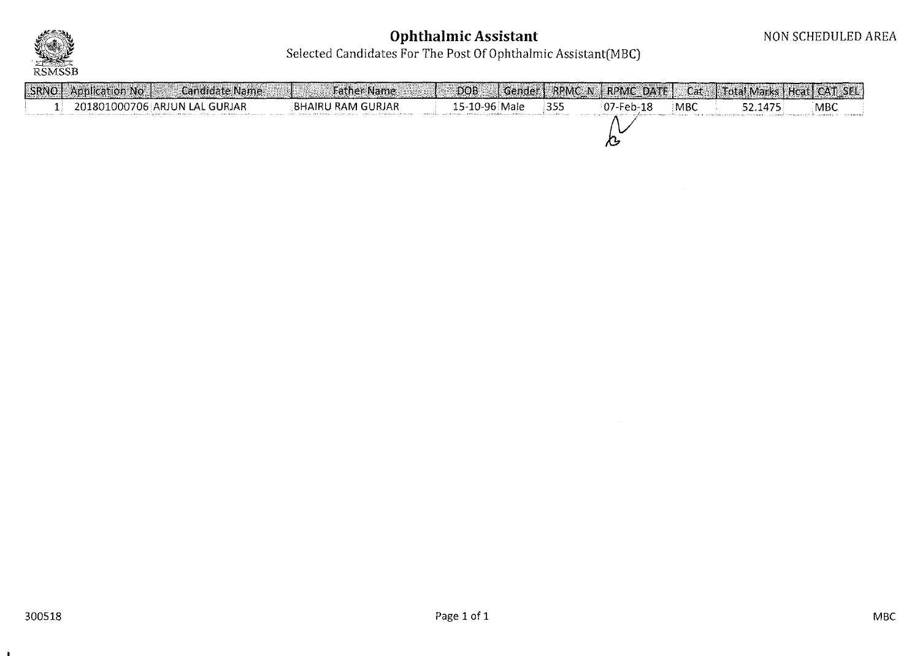# Ophthalmic Assistant

NON SCHEDULED AREA

Selected Candidates For The Post Of Ophthalmic Assistant(MBC)

RSMSSB

| SRNO | Application No | Candidate Name | Father Name | DOB | Gender | RPMC_N | RPMC_DATE | Cat | Total Marks | Hcat | CAT_SEL |
|---|---|---|---|---|---|---|---|---|---|---|---|
| 1 | 201801000706 | ARJUN LAL GURJAR | BHAIRU RAM GURJAR | 15-10-96 | Male | 355 | 07-Feb-18 | MBC | 52.1475 | | MBC |

300518

MBC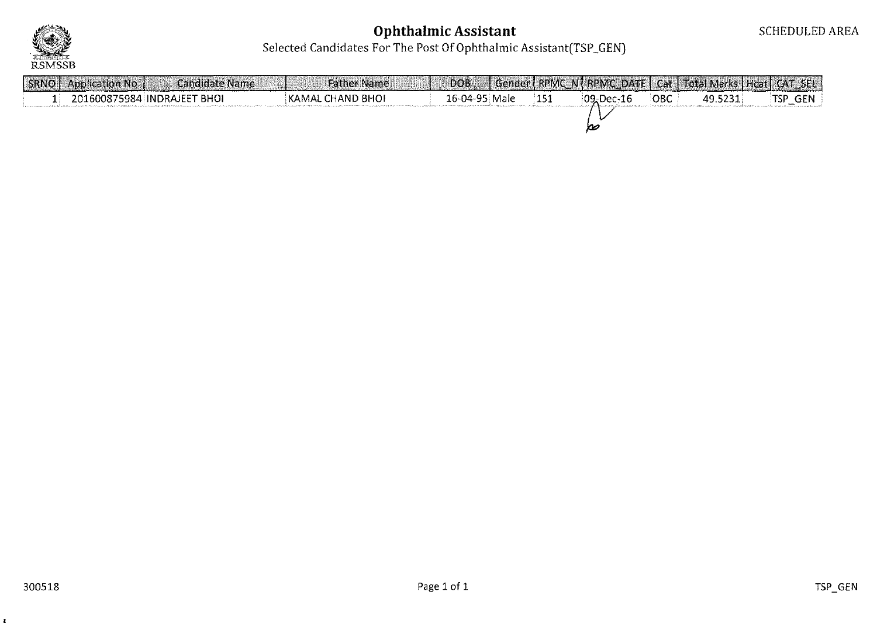RSMSSB

# Ophthalmic Assistant

SCHEDULED AREA

Selected Candidates For The Post Of Ophthalmic Assistant(TSP_GEN)

| SRNO | Application No | Candidate Name | Father Name | DOB | Gender | RPMC_N | RPMC_DATE | Cat | Total Marks | Hcat | CAT_SEL |
|---|---|---|---|---|---|---|---|---|---|---|---|
| 1 | 201600875984 | INDRAJEET BHOI | KAMAL CHAND BHOI | 16-04-95 | Male | 151 | 09-Dec-16 | OBC | 49.5231 | | TSP_GEN |

300518

TSP_GEN